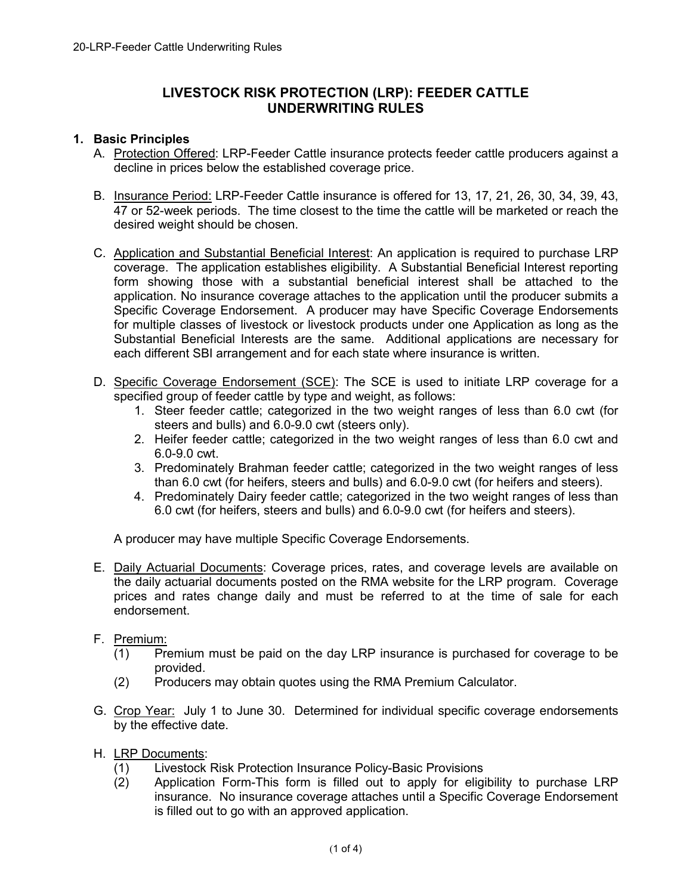# LIVESTOCK RISK PROTECTION (LRP): FEEDER CATTLE UNDERWRITING RULES

## 1. Basic Principles

A. Protection Offered: LRP-Feeder Cattle insurance protects feeder cattle producers against a decline in prices below the established coverage price.

B. Insurance Period: LRP-Feeder Cattle insurance is offered for 13, 17, 21, 26, 30, 34, 39, 43, 47 or 52-week periods. The time closest to the time the cattle will be marketed or reach the desired weight should be chosen.

C. Application and Substantial Beneficial Interest: An application is required to purchase LRP coverage. The application establishes eligibility. A Substantial Beneficial Interest reporting form showing those with a substantial beneficial interest shall be attached to the application. No insurance coverage attaches to the application until the producer submits a Specific Coverage Endorsement. A producer may have Specific Coverage Endorsements for multiple classes of livestock or livestock products under one Application as long as the Substantial Beneficial Interests are the same. Additional applications are necessary for each different SBI arrangement and for each state where insurance is written.

D. Specific Coverage Endorsement (SCE): The SCE is used to initiate LRP coverage for a specified group of feeder cattle by type and weight, as follows:
   1. Steer feeder cattle; categorized in the two weight ranges of less than 6.0 cwt (for steers and bulls) and 6.0-9.0 cwt (steers only).
   2. Heifer feeder cattle; categorized in the two weight ranges of less than 6.0 cwt and 6.0-9.0 cwt.
   3. Predominately Brahman feeder cattle; categorized in the two weight ranges of less than 6.0 cwt (for heifers, steers and bulls) and 6.0-9.0 cwt (for heifers and steers).
   4. Predominately Dairy feeder cattle; categorized in the two weight ranges of less than 6.0 cwt (for heifers, steers and bulls) and 6.0-9.0 cwt (for heifers and steers).

   A producer may have multiple Specific Coverage Endorsements.

E. Daily Actuarial Documents: Coverage prices, rates, and coverage levels are available on the daily actuarial documents posted on the RMA website for the LRP program. Coverage prices and rates change daily and must be referred to at the time of sale for each endorsement.

F. Premium:
   (1) Premium must be paid on the day LRP insurance is purchased for coverage to be provided.
   (2) Producers may obtain quotes using the RMA Premium Calculator.

G. Crop Year: July 1 to June 30. Determined for individual specific coverage endorsements by the effective date.

H. LRP Documents:
   (1) Livestock Risk Protection Insurance Policy-Basic Provisions
   (2) Application Form-This form is filled out to apply for eligibility to purchase LRP insurance. No insurance coverage attaches until a Specific Coverage Endorsement is filled out to go with an approved application.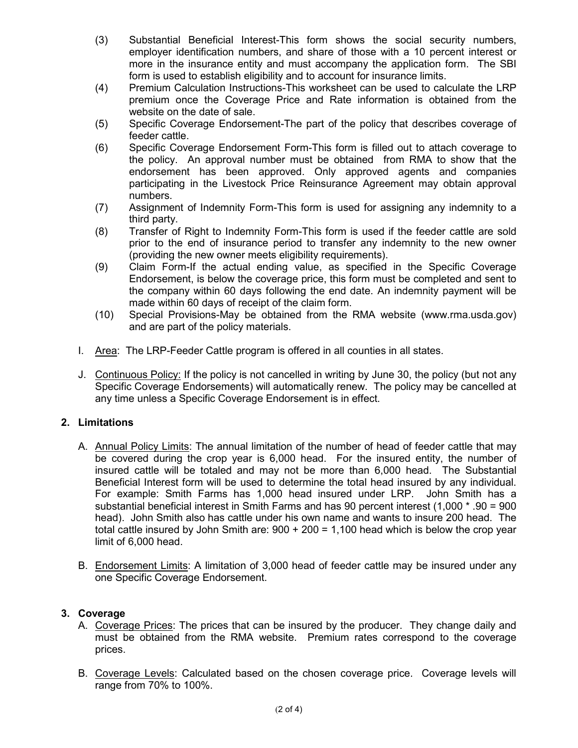(3) Substantial Beneficial Interest-This form shows the social security numbers, employer identification numbers, and share of those with a 10 percent interest or more in the insurance entity and must accompany the application form. The SBI form is used to establish eligibility and to account for insurance limits.

(4) Premium Calculation Instructions-This worksheet can be used to calculate the LRP premium once the Coverage Price and Rate information is obtained from the website on the date of sale.

(5) Specific Coverage Endorsement-The part of the policy that describes coverage of feeder cattle.

(6) Specific Coverage Endorsement Form-This form is filled out to attach coverage to the policy. An approval number must be obtained from RMA to show that the endorsement has been approved. Only approved agents and companies participating in the Livestock Price Reinsurance Agreement may obtain approval numbers.

(7) Assignment of Indemnity Form-This form is used for assigning any indemnity to a third party.

(8) Transfer of Right to Indemnity Form-This form is used if the feeder cattle are sold prior to the end of insurance period to transfer any indemnity to the new owner (providing the new owner meets eligibility requirements).

(9) Claim Form-If the actual ending value, as specified in the Specific Coverage Endorsement, is below the coverage price, this form must be completed and sent to the company within 60 days following the end date. An indemnity payment will be made within 60 days of receipt of the claim form.

(10) Special Provisions-May be obtained from the RMA website (www.rma.usda.gov) and are part of the policy materials.

I. Area: The LRP-Feeder Cattle program is offered in all counties in all states.

J. Continuous Policy: If the policy is not cancelled in writing by June 30, the policy (but not any Specific Coverage Endorsements) will automatically renew. The policy may be cancelled at any time unless a Specific Coverage Endorsement is in effect.

## 2. Limitations

A. Annual Policy Limits: The annual limitation of the number of head of feeder cattle that may be covered during the crop year is 6,000 head. For the insured entity, the number of insured cattle will be totaled and may not be more than 6,000 head. The Substantial Beneficial Interest form will be used to determine the total head insured by any individual. For example: Smith Farms has 1,000 head insured under LRP. John Smith has a substantial beneficial interest in Smith Farms and has 90 percent interest (1,000 * .90 = 900 head). John Smith also has cattle under his own name and wants to insure 200 head. The total cattle insured by John Smith are: 900 + 200 = 1,100 head which is below the crop year limit of 6,000 head.

B. Endorsement Limits: A limitation of 3,000 head of feeder cattle may be insured under any one Specific Coverage Endorsement.

## 3. Coverage

A. Coverage Prices: The prices that can be insured by the producer. They change daily and must be obtained from the RMA website. Premium rates correspond to the coverage prices.

B. Coverage Levels: Calculated based on the chosen coverage price. Coverage levels will range from 70% to 100%.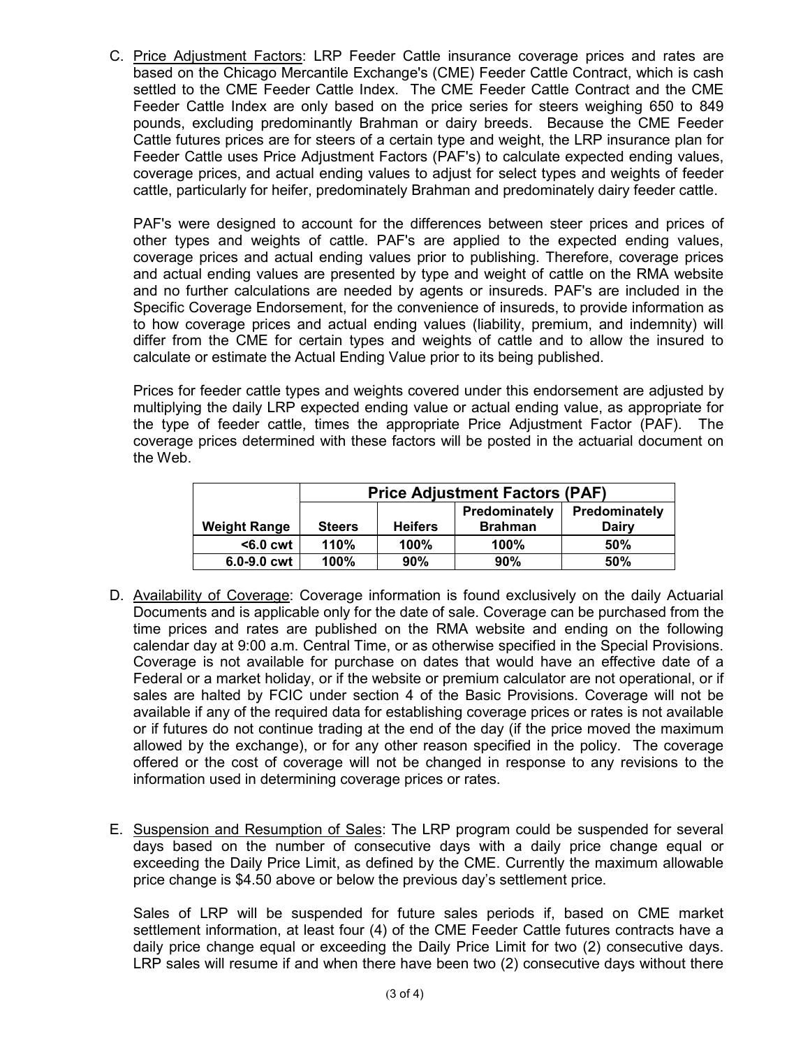C. <u>Price Adjustment Factors</u>: LRP Feeder Cattle insurance coverage prices and rates are based on the Chicago Mercantile Exchange's (CME) Feeder Cattle Contract, which is cash settled to the CME Feeder Cattle Index. The CME Feeder Cattle Contract and the CME Feeder Cattle Index are only based on the price series for steers weighing 650 to 849 pounds, excluding predominantly Brahman or dairy breeds. Because the CME Feeder Cattle futures prices are for steers of a certain type and weight, the LRP insurance plan for Feeder Cattle uses Price Adjustment Factors (PAF's) to calculate expected ending values, coverage prices, and actual ending values to adjust for select types and weights of feeder cattle, particularly for heifer, predominately Brahman and predominately dairy feeder cattle.

PAF's were designed to account for the differences between steer prices and prices of other types and weights of cattle. PAF's are applied to the expected ending values, coverage prices and actual ending values prior to publishing. Therefore, coverage prices and actual ending values are presented by type and weight of cattle on the RMA website and no further calculations are needed by agents or insureds. PAF's are included in the Specific Coverage Endorsement, for the convenience of insureds, to provide information as to how coverage prices and actual ending values (liability, premium, and indemnity) will differ from the CME for certain types and weights of cattle and to allow the insured to calculate or estimate the Actual Ending Value prior to its being published.

Prices for feeder cattle types and weights covered under this endorsement are adjusted by multiplying the daily LRP expected ending value or actual ending value, as appropriate for the type of feeder cattle, times the appropriate Price Adjustment Factor (PAF). The coverage prices determined with these factors will be posted in the actuarial document on the Web.

| | **Price Adjustment Factors (PAF)** | | | |
|---|---|---|---|---|
| **Weight Range** | **Steers** | **Heifers** | **Predominately Brahman** | **Predominately Dairy** |
| **<6.0 cwt** | **110%** | **100%** | **100%** | **50%** |
| **6.0-9.0 cwt** | **100%** | **90%** | **90%** | **50%** |

D. <u>Availability of Coverage</u>: Coverage information is found exclusively on the daily Actuarial Documents and is applicable only for the date of sale. Coverage can be purchased from the time prices and rates are published on the RMA website and ending on the following calendar day at 9:00 a.m. Central Time, or as otherwise specified in the Special Provisions. Coverage is not available for purchase on dates that would have an effective date of a Federal or a market holiday, or if the website or premium calculator are not operational, or if sales are halted by FCIC under section 4 of the Basic Provisions. Coverage will not be available if any of the required data for establishing coverage prices or rates is not available or if futures do not continue trading at the end of the day (if the price moved the maximum allowed by the exchange), or for any other reason specified in the policy. The coverage offered or the cost of coverage will not be changed in response to any revisions to the information used in determining coverage prices or rates.

E. <u>Suspension and Resumption of Sales</u>: The LRP program could be suspended for several days based on the number of consecutive days with a daily price change equal or exceeding the Daily Price Limit, as defined by the CME. Currently the maximum allowable price change is $4.50 above or below the previous day's settlement price.

Sales of LRP will be suspended for future sales periods if, based on CME market settlement information, at least four (4) of the CME Feeder Cattle futures contracts have a daily price change equal or exceeding the Daily Price Limit for two (2) consecutive days. LRP sales will resume if and when there have been two (2) consecutive days without there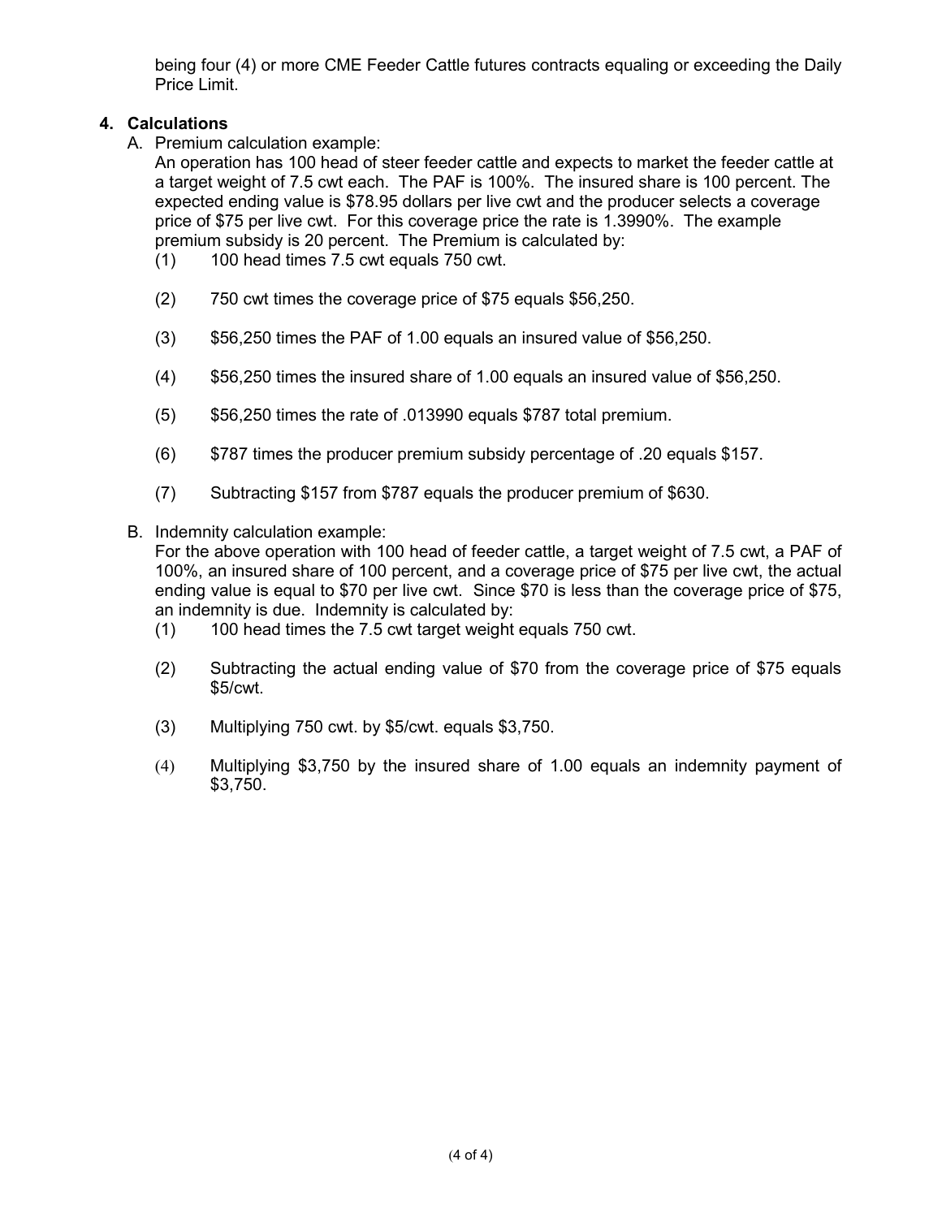being four (4) or more CME Feeder Cattle futures contracts equaling or exceeding the Daily Price Limit.

## 4. Calculations

A. Premium calculation example:

An operation has 100 head of steer feeder cattle and expects to market the feeder cattle at a target weight of 7.5 cwt each. The PAF is 100%. The insured share is 100 percent. The expected ending value is $78.95 dollars per live cwt and the producer selects a coverage price of $75 per live cwt. For this coverage price the rate is 1.3990%. The example premium subsidy is 20 percent. The Premium is calculated by:

(1) 100 head times 7.5 cwt equals 750 cwt.

(2) 750 cwt times the coverage price of $75 equals $56,250.

(3) $56,250 times the PAF of 1.00 equals an insured value of $56,250.

(4) $56,250 times the insured share of 1.00 equals an insured value of $56,250.

(5) $56,250 times the rate of .013990 equals $787 total premium.

(6) $787 times the producer premium subsidy percentage of .20 equals $157.

(7) Subtracting $157 from $787 equals the producer premium of $630.

B. Indemnity calculation example:

For the above operation with 100 head of feeder cattle, a target weight of 7.5 cwt, a PAF of 100%, an insured share of 100 percent, and a coverage price of $75 per live cwt, the actual ending value is equal to $70 per live cwt. Since $70 is less than the coverage price of $75, an indemnity is due. Indemnity is calculated by:

(1) 100 head times the 7.5 cwt target weight equals 750 cwt.

(2) Subtracting the actual ending value of $70 from the coverage price of $75 equals $5/cwt.

(3) Multiplying 750 cwt. by $5/cwt. equals $3,750.

(4) Multiplying $3,750 by the insured share of 1.00 equals an indemnity payment of $3,750.